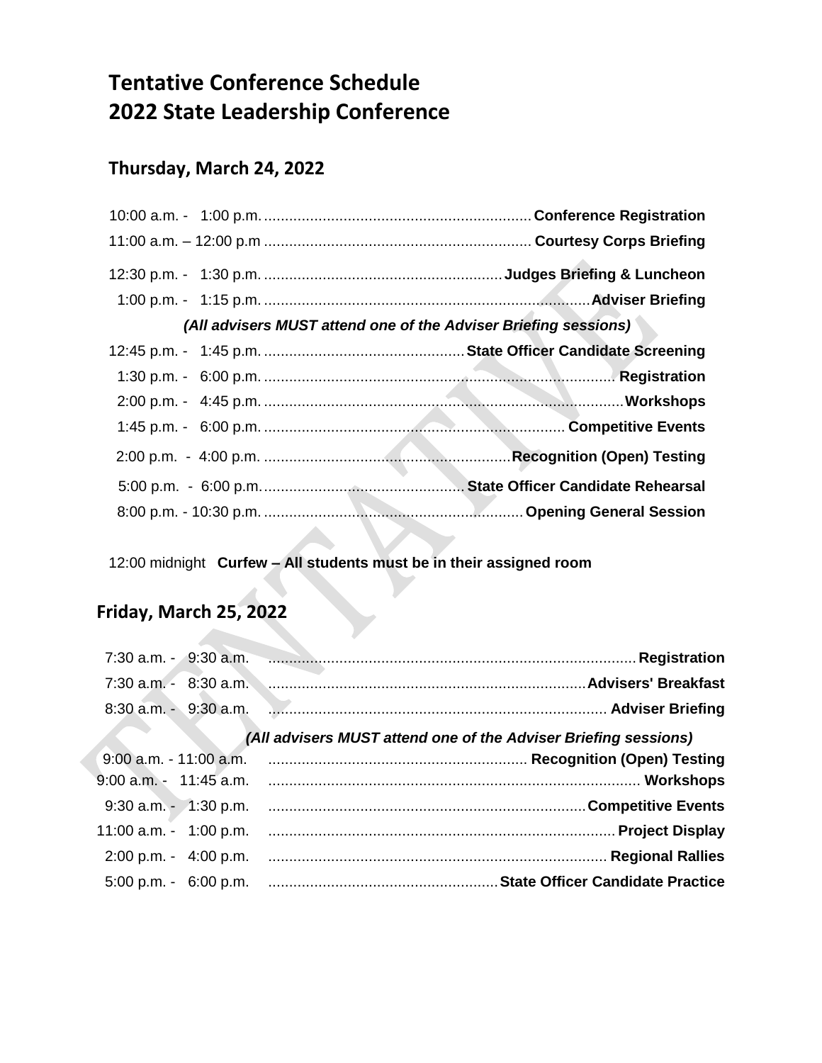# Tentative Conference Schedule
# 2022 State Leadership Conference

## Thursday, March 24, 2022

10:00 a.m. - 1:00 p.m. ............................................................... **Conference Registration**
11:00 a.m. – 12:00 p.m ............................................................... **Courtesy Corps Briefing**
12:30 p.m. - 1:30 p.m. ......................................................... **Judges Briefing & Luncheon**
1:00 p.m. - 1:15 p.m. ............................................................................. **Adviser Briefing**

***(All advisers MUST attend one of the Adviser Briefing sessions)***

12:45 p.m. - 1:45 p.m. ................................................ **State Officer Candidate Screening**
1:30 p.m. - 6:00 p.m. ................................................................................... **Registration**
2:00 p.m. - 4:45 p.m. ...................................................................................... **Workshops**
1:45 p.m. - 6:00 p.m. ....................................................................... **Competitive Events**
2:00 p.m. - 4:00 p.m. ........................................................... **Recognition (Open) Testing**
5:00 p.m. - 6:00 p.m. ............................................... **State Officer Candidate Rehearsal**
8:00 p.m. - 10:30 p.m. ............................................................... **Opening General Session**

12:00 midnight **Curfew – All students must be in their assigned room**

## Friday, March 25, 2022

7:30 a.m. - 9:30 a.m. ....................................................................................... **Registration**
7:30 a.m. - 8:30 a.m. ............................................................................ **Advisers' Breakfast**
8:30 a.m. - 9:30 a.m. ................................................................................. **Adviser Briefing**

***(All advisers MUST attend one of the Adviser Briefing sessions)***

9:00 a.m. - 11:00 a.m. ............................................................. **Recognition (Open) Testing**
9:00 a.m. - 11:45 a.m. ......................................................................................... **Workshops**
9:30 a.m. - 1:30 p.m. ............................................................................ **Competitive Events**
11:00 a.m. - 1:00 p.m. ................................................................................... **Project Display**
2:00 p.m. - 4:00 p.m. ................................................................................. **Regional Rallies**
5:00 p.m. - 6:00 p.m. ...................................................... **State Officer Candidate Practice**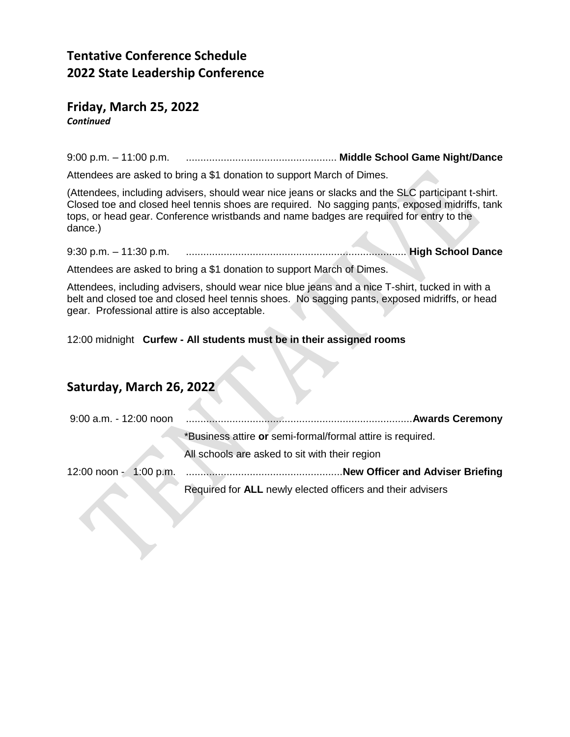# Tentative Conference Schedule
# 2022 State Leadership Conference

## Friday, March 25, 2022

***Continued***

9:00 p.m. – 11:00 p.m. .................................................... **Middle School Game Night/Dance**

Attendees are asked to bring a $1 donation to support March of Dimes.

(Attendees, including advisers, should wear nice jeans or slacks and the SLC participant t-shirt. Closed toe and closed heel tennis shoes are required. No sagging pants, exposed midriffs, tank tops, or head gear. Conference wristbands and name badges are required for entry to the dance.)

9:30 p.m. – 11:30 p.m. ........................................................................... **High School Dance**

Attendees are asked to bring a $1 donation to support March of Dimes.

Attendees, including advisers, should wear nice blue jeans and a nice T-shirt, tucked in with a belt and closed toe and closed heel tennis shoes. No sagging pants, exposed midriffs, or head gear. Professional attire is also acceptable.

12:00 midnight **Curfew - All students must be in their assigned rooms**

## Saturday, March 26, 2022

9:00 a.m. - 12:00 noon ..............................................................................**Awards Ceremony**

*Business attire **or** semi-formal/formal attire is required.

All schools are asked to sit with their region

12:00 noon - 1:00 p.m. ......................................................**New Officer and Adviser Briefing**

Required for **ALL** newly elected officers and their advisers